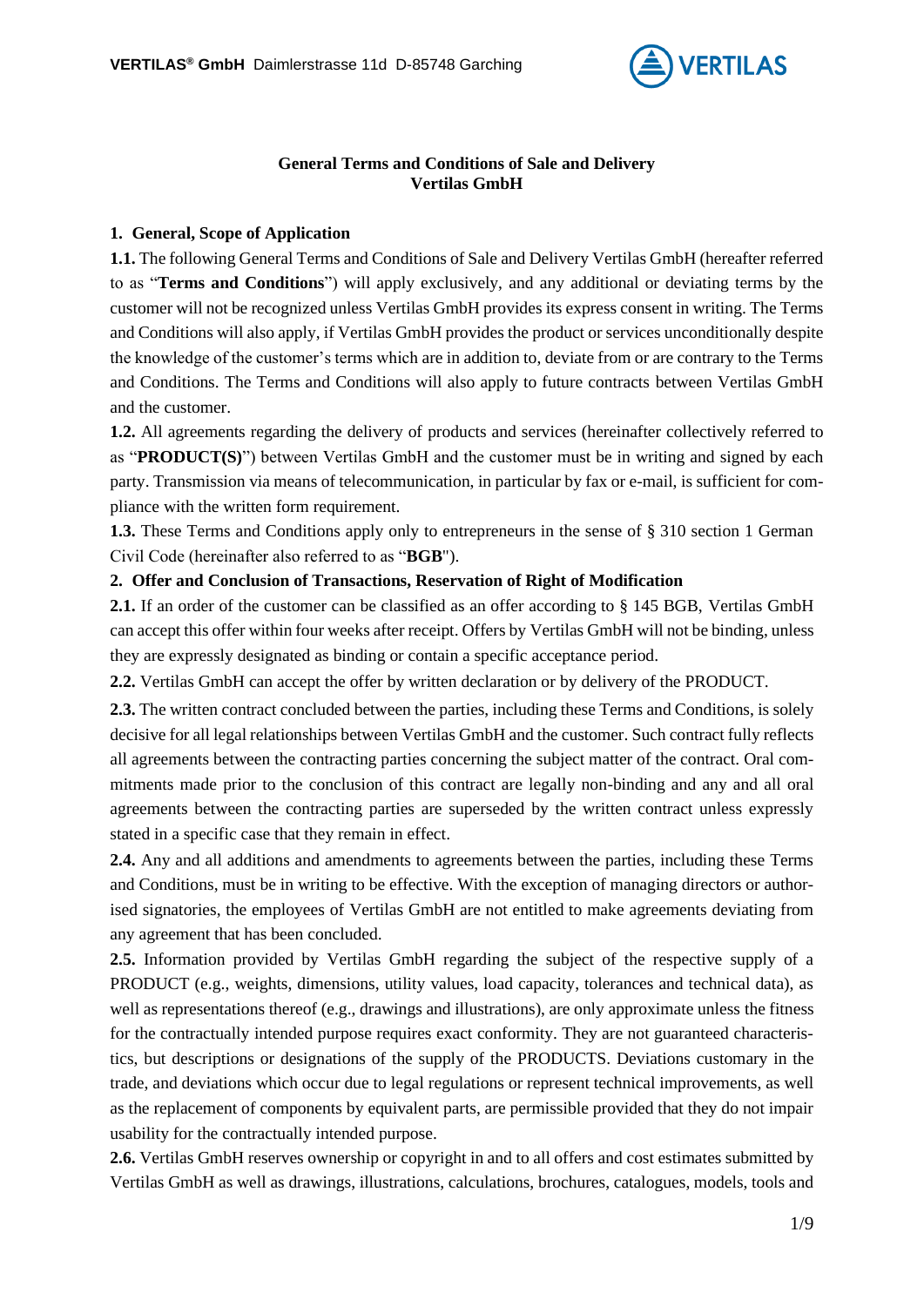**General Terms and Conditions of Sale and Delivery**
**Vertilas GmbH**

## 1. General, Scope of Application

**1.1.** The following General Terms and Conditions of Sale and Delivery Vertilas GmbH (hereafter referred to as "**Terms and Conditions**") will apply exclusively, and any additional or deviating terms by the customer will not be recognized unless Vertilas GmbH provides its express consent in writing. The Terms and Conditions will also apply, if Vertilas GmbH provides the product or services unconditionally despite the knowledge of the customer's terms which are in addition to, deviate from or are contrary to the Terms and Conditions. The Terms and Conditions will also apply to future contracts between Vertilas GmbH and the customer.

**1.2.** All agreements regarding the delivery of products and services (hereinafter collectively referred to as "**PRODUCT(S)**") between Vertilas GmbH and the customer must be in writing and signed by each party. Transmission via means of telecommunication, in particular by fax or e-mail, is sufficient for compliance with the written form requirement.

**1.3.** These Terms and Conditions apply only to entrepreneurs in the sense of § 310 section 1 German Civil Code (hereinafter also referred to as "**BGB**").

## 2. Offer and Conclusion of Transactions, Reservation of Right of Modification

**2.1.** If an order of the customer can be classified as an offer according to § 145 BGB, Vertilas GmbH can accept this offer within four weeks after receipt. Offers by Vertilas GmbH will not be binding, unless they are expressly designated as binding or contain a specific acceptance period.

**2.2.** Vertilas GmbH can accept the offer by written declaration or by delivery of the PRODUCT.

**2.3.** The written contract concluded between the parties, including these Terms and Conditions, is solely decisive for all legal relationships between Vertilas GmbH and the customer. Such contract fully reflects all agreements between the contracting parties concerning the subject matter of the contract. Oral commitments made prior to the conclusion of this contract are legally non-binding and any and all oral agreements between the contracting parties are superseded by the written contract unless expressly stated in a specific case that they remain in effect.

**2.4.** Any and all additions and amendments to agreements between the parties, including these Terms and Conditions, must be in writing to be effective. With the exception of managing directors or authorised signatories, the employees of Vertilas GmbH are not entitled to make agreements deviating from any agreement that has been concluded.

**2.5.** Information provided by Vertilas GmbH regarding the subject of the respective supply of a PRODUCT (e.g., weights, dimensions, utility values, load capacity, tolerances and technical data), as well as representations thereof (e.g., drawings and illustrations), are only approximate unless the fitness for the contractually intended purpose requires exact conformity. They are not guaranteed characteristics, but descriptions or designations of the supply of the PRODUCTS. Deviations customary in the trade, and deviations which occur due to legal regulations or represent technical improvements, as well as the replacement of components by equivalent parts, are permissible provided that they do not impair usability for the contractually intended purpose.

**2.6.** Vertilas GmbH reserves ownership or copyright in and to all offers and cost estimates submitted by Vertilas GmbH as well as drawings, illustrations, calculations, brochures, catalogues, models, tools and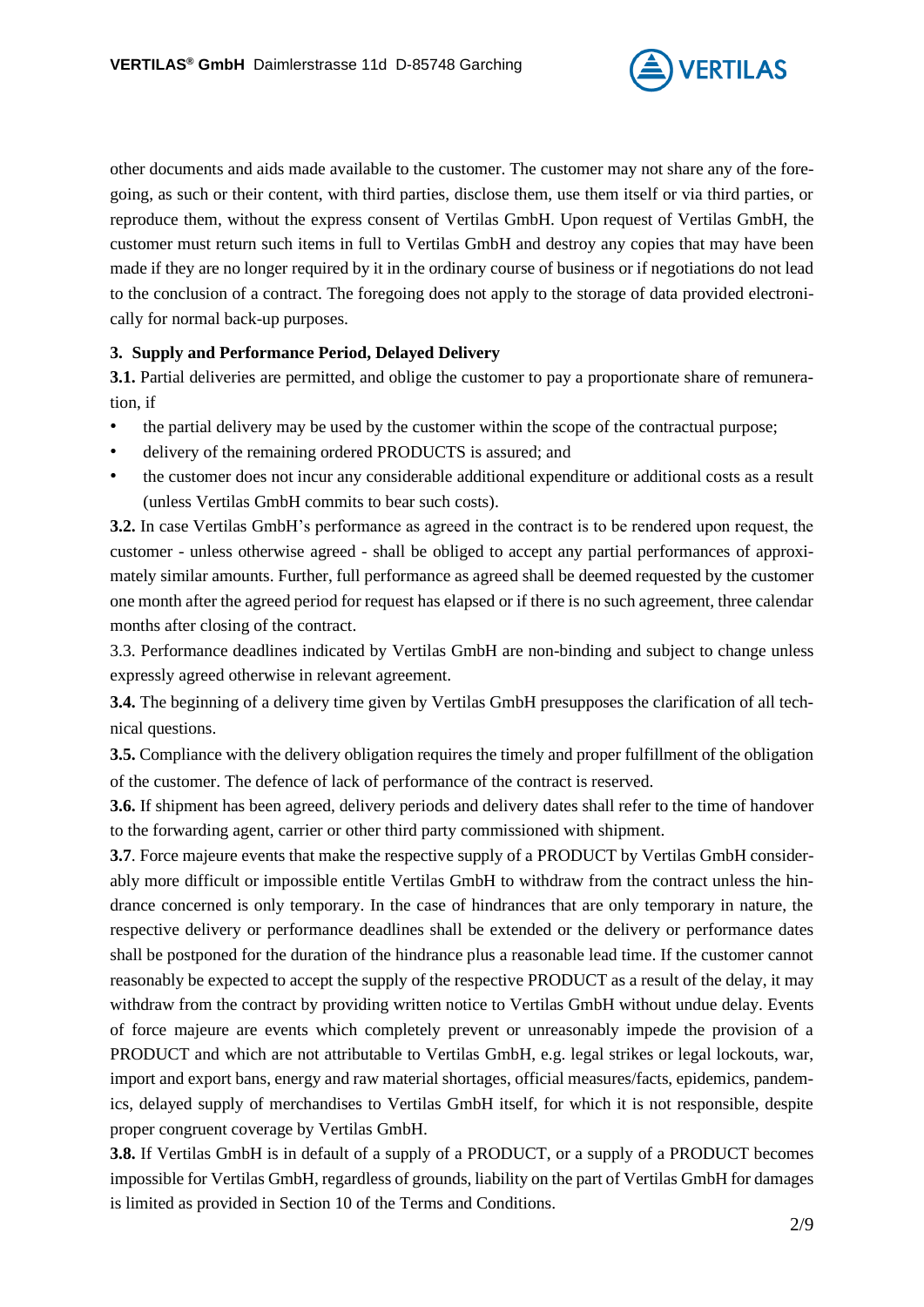other documents and aids made available to the customer. The customer may not share any of the foregoing, as such or their content, with third parties, disclose them, use them itself or via third parties, or reproduce them, without the express consent of Vertilas GmbH. Upon request of Vertilas GmbH, the customer must return such items in full to Vertilas GmbH and destroy any copies that may have been made if they are no longer required by it in the ordinary course of business or if negotiations do not lead to the conclusion of a contract. The foregoing does not apply to the storage of data provided electronically for normal back-up purposes.

### 3. Supply and Performance Period, Delayed Delivery

**3.1.** Partial deliveries are permitted, and oblige the customer to pay a proportionate share of remuneration, if

- the partial delivery may be used by the customer within the scope of the contractual purpose;
- delivery of the remaining ordered PRODUCTS is assured; and
- the customer does not incur any considerable additional expenditure or additional costs as a result (unless Vertilas GmbH commits to bear such costs).

**3.2.** In case Vertilas GmbH's performance as agreed in the contract is to be rendered upon request, the customer - unless otherwise agreed - shall be obliged to accept any partial performances of approximately similar amounts. Further, full performance as agreed shall be deemed requested by the customer one month after the agreed period for request has elapsed or if there is no such agreement, three calendar months after closing of the contract.

3.3. Performance deadlines indicated by Vertilas GmbH are non-binding and subject to change unless expressly agreed otherwise in relevant agreement.

**3.4.** The beginning of a delivery time given by Vertilas GmbH presupposes the clarification of all technical questions.

**3.5.** Compliance with the delivery obligation requires the timely and proper fulfillment of the obligation of the customer. The defence of lack of performance of the contract is reserved.

**3.6.** If shipment has been agreed, delivery periods and delivery dates shall refer to the time of handover to the forwarding agent, carrier or other third party commissioned with shipment.

**3.7**. Force majeure events that make the respective supply of a PRODUCT by Vertilas GmbH considerably more difficult or impossible entitle Vertilas GmbH to withdraw from the contract unless the hindrance concerned is only temporary. In the case of hindrances that are only temporary in nature, the respective delivery or performance deadlines shall be extended or the delivery or performance dates shall be postponed for the duration of the hindrance plus a reasonable lead time. If the customer cannot reasonably be expected to accept the supply of the respective PRODUCT as a result of the delay, it may withdraw from the contract by providing written notice to Vertilas GmbH without undue delay. Events of force majeure are events which completely prevent or unreasonably impede the provision of a PRODUCT and which are not attributable to Vertilas GmbH, e.g. legal strikes or legal lockouts, war, import and export bans, energy and raw material shortages, official measures/facts, epidemics, pandemics, delayed supply of merchandises to Vertilas GmbH itself, for which it is not responsible, despite proper congruent coverage by Vertilas GmbH.

**3.8.** If Vertilas GmbH is in default of a supply of a PRODUCT, or a supply of a PRODUCT becomes impossible for Vertilas GmbH, regardless of grounds, liability on the part of Vertilas GmbH for damages is limited as provided in Section 10 of the Terms and Conditions.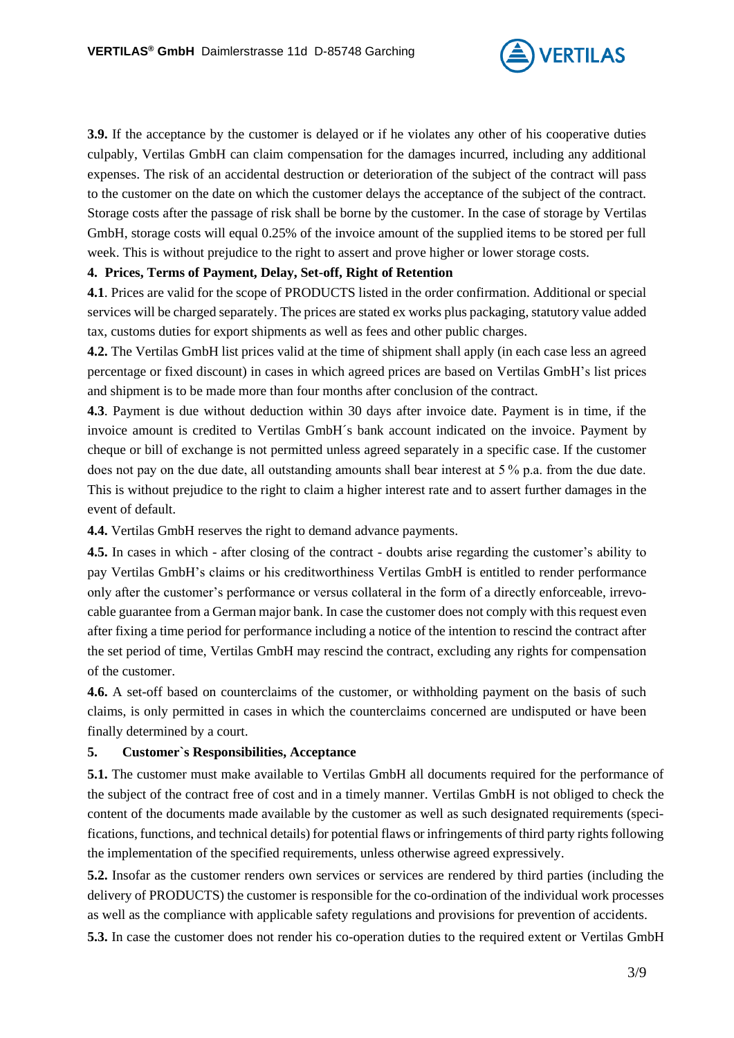**3.9.** If the acceptance by the customer is delayed or if he violates any other of his cooperative duties culpably, Vertilas GmbH can claim compensation for the damages incurred, including any additional expenses. The risk of an accidental destruction or deterioration of the subject of the contract will pass to the customer on the date on which the customer delays the acceptance of the subject of the contract. Storage costs after the passage of risk shall be borne by the customer. In the case of storage by Vertilas GmbH, storage costs will equal 0.25% of the invoice amount of the supplied items to be stored per full week. This is without prejudice to the right to assert and prove higher or lower storage costs.

## 4. Prices, Terms of Payment, Delay, Set-off, Right of Retention

**4.1**. Prices are valid for the scope of PRODUCTS listed in the order confirmation. Additional or special services will be charged separately. The prices are stated ex works plus packaging, statutory value added tax, customs duties for export shipments as well as fees and other public charges.

**4.2.** The Vertilas GmbH list prices valid at the time of shipment shall apply (in each case less an agreed percentage or fixed discount) in cases in which agreed prices are based on Vertilas GmbH's list prices and shipment is to be made more than four months after conclusion of the contract.

**4.3**. Payment is due without deduction within 30 days after invoice date. Payment is in time, if the invoice amount is credited to Vertilas GmbH´s bank account indicated on the invoice. Payment by cheque or bill of exchange is not permitted unless agreed separately in a specific case. If the customer does not pay on the due date, all outstanding amounts shall bear interest at 5 % p.a. from the due date. This is without prejudice to the right to claim a higher interest rate and to assert further damages in the event of default.

**4.4.** Vertilas GmbH reserves the right to demand advance payments.

**4.5.** In cases in which - after closing of the contract - doubts arise regarding the customer's ability to pay Vertilas GmbH's claims or his creditworthiness Vertilas GmbH is entitled to render performance only after the customer's performance or versus collateral in the form of a directly enforceable, irrevocable guarantee from a German major bank. In case the customer does not comply with this request even after fixing a time period for performance including a notice of the intention to rescind the contract after the set period of time, Vertilas GmbH may rescind the contract, excluding any rights for compensation of the customer.

**4.6.** A set-off based on counterclaims of the customer, or withholding payment on the basis of such claims, is only permitted in cases in which the counterclaims concerned are undisputed or have been finally determined by a court.

## 5. Customer`s Responsibilities, Acceptance

**5.1.** The customer must make available to Vertilas GmbH all documents required for the performance of the subject of the contract free of cost and in a timely manner. Vertilas GmbH is not obliged to check the content of the documents made available by the customer as well as such designated requirements (specifications, functions, and technical details) for potential flaws or infringements of third party rights following the implementation of the specified requirements, unless otherwise agreed expressively.

**5.2.** Insofar as the customer renders own services or services are rendered by third parties (including the delivery of PRODUCTS) the customer is responsible for the co-ordination of the individual work processes as well as the compliance with applicable safety regulations and provisions for prevention of accidents.

**5.3.** In case the customer does not render his co-operation duties to the required extent or Vertilas GmbH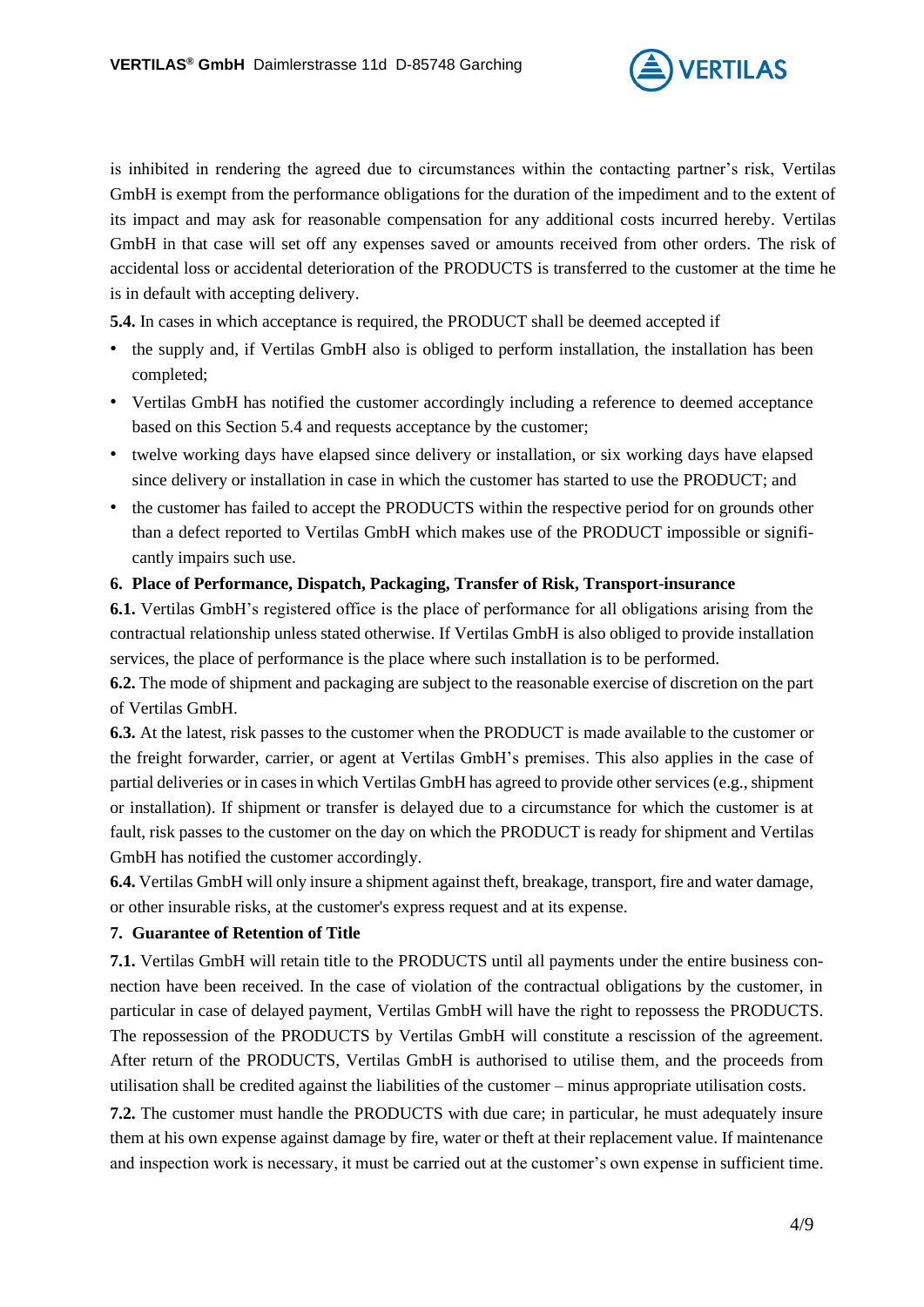is inhibited in rendering the agreed due to circumstances within the contacting partner's risk, Vertilas GmbH is exempt from the performance obligations for the duration of the impediment and to the extent of its impact and may ask for reasonable compensation for any additional costs incurred hereby. Vertilas GmbH in that case will set off any expenses saved or amounts received from other orders. The risk of accidental loss or accidental deterioration of the PRODUCTS is transferred to the customer at the time he is in default with accepting delivery.

**5.4.** In cases in which acceptance is required, the PRODUCT shall be deemed accepted if

- the supply and, if Vertilas GmbH also is obliged to perform installation, the installation has been completed;
- Vertilas GmbH has notified the customer accordingly including a reference to deemed acceptance based on this Section 5.4 and requests acceptance by the customer;
- twelve working days have elapsed since delivery or installation, or six working days have elapsed since delivery or installation in case in which the customer has started to use the PRODUCT; and
- the customer has failed to accept the PRODUCTS within the respective period for on grounds other than a defect reported to Vertilas GmbH which makes use of the PRODUCT impossible or significantly impairs such use.

**6. Place of Performance, Dispatch, Packaging, Transfer of Risk, Transport-insurance**

**6.1.** Vertilas GmbH's registered office is the place of performance for all obligations arising from the contractual relationship unless stated otherwise. If Vertilas GmbH is also obliged to provide installation services, the place of performance is the place where such installation is to be performed.

**6.2.** The mode of shipment and packaging are subject to the reasonable exercise of discretion on the part of Vertilas GmbH.

**6.3.** At the latest, risk passes to the customer when the PRODUCT is made available to the customer or the freight forwarder, carrier, or agent at Vertilas GmbH's premises. This also applies in the case of partial deliveries or in cases in which Vertilas GmbH has agreed to provide other services (e.g., shipment or installation). If shipment or transfer is delayed due to a circumstance for which the customer is at fault, risk passes to the customer on the day on which the PRODUCT is ready for shipment and Vertilas GmbH has notified the customer accordingly.

**6.4.** Vertilas GmbH will only insure a shipment against theft, breakage, transport, fire and water damage, or other insurable risks, at the customer's express request and at its expense.

**7. Guarantee of Retention of Title**

**7.1.** Vertilas GmbH will retain title to the PRODUCTS until all payments under the entire business connection have been received. In the case of violation of the contractual obligations by the customer, in particular in case of delayed payment, Vertilas GmbH will have the right to repossess the PRODUCTS. The repossession of the PRODUCTS by Vertilas GmbH will constitute a rescission of the agreement. After return of the PRODUCTS, Vertilas GmbH is authorised to utilise them, and the proceeds from utilisation shall be credited against the liabilities of the customer – minus appropriate utilisation costs.

**7.2.** The customer must handle the PRODUCTS with due care; in particular, he must adequately insure them at his own expense against damage by fire, water or theft at their replacement value. If maintenance and inspection work is necessary, it must be carried out at the customer's own expense in sufficient time.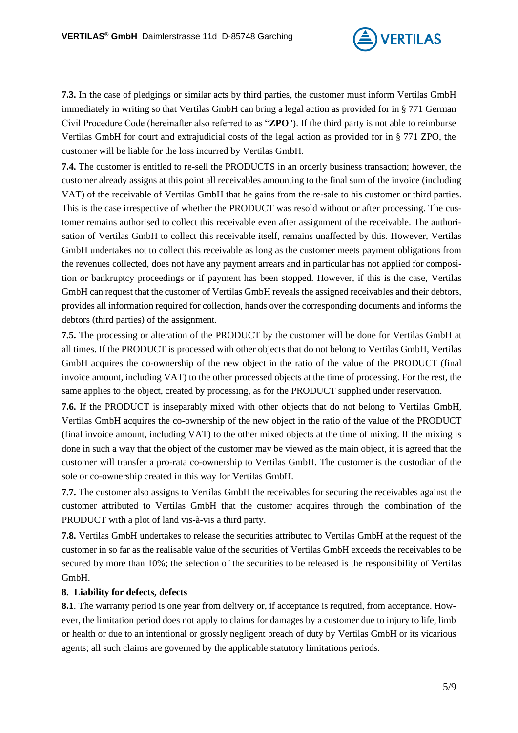**7.3.** In the case of pledgings or similar acts by third parties, the customer must inform Vertilas GmbH immediately in writing so that Vertilas GmbH can bring a legal action as provided for in § 771 German Civil Procedure Code (hereinafter also referred to as "**ZPO**"). If the third party is not able to reimburse Vertilas GmbH for court and extrajudicial costs of the legal action as provided for in § 771 ZPO, the customer will be liable for the loss incurred by Vertilas GmbH.

**7.4.** The customer is entitled to re-sell the PRODUCTS in an orderly business transaction; however, the customer already assigns at this point all receivables amounting to the final sum of the invoice (including VAT) of the receivable of Vertilas GmbH that he gains from the re-sale to his customer or third parties. This is the case irrespective of whether the PRODUCT was resold without or after processing. The customer remains authorised to collect this receivable even after assignment of the receivable. The authorisation of Vertilas GmbH to collect this receivable itself, remains unaffected by this. However, Vertilas GmbH undertakes not to collect this receivable as long as the customer meets payment obligations from the revenues collected, does not have any payment arrears and in particular has not applied for composition or bankruptcy proceedings or if payment has been stopped. However, if this is the case, Vertilas GmbH can request that the customer of Vertilas GmbH reveals the assigned receivables and their debtors, provides all information required for collection, hands over the corresponding documents and informs the debtors (third parties) of the assignment.

**7.5.** The processing or alteration of the PRODUCT by the customer will be done for Vertilas GmbH at all times. If the PRODUCT is processed with other objects that do not belong to Vertilas GmbH, Vertilas GmbH acquires the co-ownership of the new object in the ratio of the value of the PRODUCT (final invoice amount, including VAT) to the other processed objects at the time of processing. For the rest, the same applies to the object, created by processing, as for the PRODUCT supplied under reservation.

**7.6.** If the PRODUCT is inseparably mixed with other objects that do not belong to Vertilas GmbH, Vertilas GmbH acquires the co-ownership of the new object in the ratio of the value of the PRODUCT (final invoice amount, including VAT) to the other mixed objects at the time of mixing. If the mixing is done in such a way that the object of the customer may be viewed as the main object, it is agreed that the customer will transfer a pro-rata co-ownership to Vertilas GmbH. The customer is the custodian of the sole or co-ownership created in this way for Vertilas GmbH.

**7.7.** The customer also assigns to Vertilas GmbH the receivables for securing the receivables against the customer attributed to Vertilas GmbH that the customer acquires through the combination of the PRODUCT with a plot of land vis-à-vis a third party.

**7.8.** Vertilas GmbH undertakes to release the securities attributed to Vertilas GmbH at the request of the customer in so far as the realisable value of the securities of Vertilas GmbH exceeds the receivables to be secured by more than 10%; the selection of the securities to be released is the responsibility of Vertilas GmbH.

## 8. Liability for defects, defects

**8.1**. The warranty period is one year from delivery or, if acceptance is required, from acceptance. However, the limitation period does not apply to claims for damages by a customer due to injury to life, limb or health or due to an intentional or grossly negligent breach of duty by Vertilas GmbH or its vicarious agents; all such claims are governed by the applicable statutory limitations periods.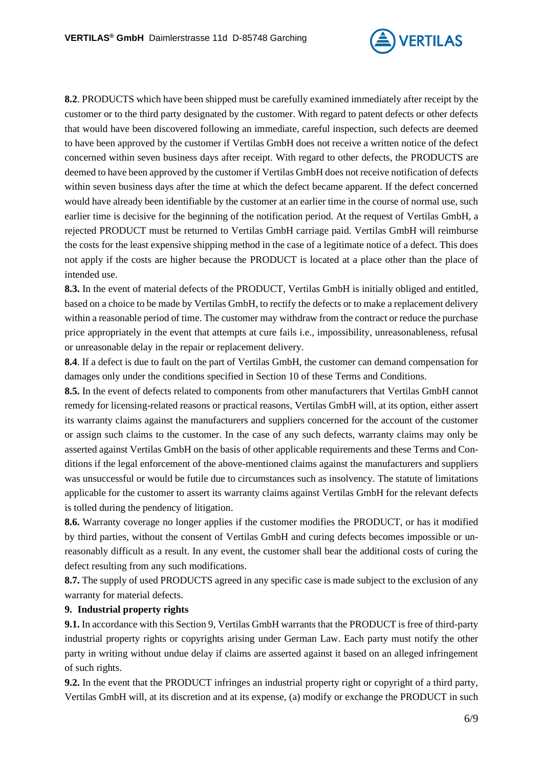**8.2**. PRODUCTS which have been shipped must be carefully examined immediately after receipt by the customer or to the third party designated by the customer. With regard to patent defects or other defects that would have been discovered following an immediate, careful inspection, such defects are deemed to have been approved by the customer if Vertilas GmbH does not receive a written notice of the defect concerned within seven business days after receipt. With regard to other defects, the PRODUCTS are deemed to have been approved by the customer if Vertilas GmbH does not receive notification of defects within seven business days after the time at which the defect became apparent. If the defect concerned would have already been identifiable by the customer at an earlier time in the course of normal use, such earlier time is decisive for the beginning of the notification period. At the request of Vertilas GmbH, a rejected PRODUCT must be returned to Vertilas GmbH carriage paid. Vertilas GmbH will reimburse the costs for the least expensive shipping method in the case of a legitimate notice of a defect. This does not apply if the costs are higher because the PRODUCT is located at a place other than the place of intended use.

**8.3.** In the event of material defects of the PRODUCT, Vertilas GmbH is initially obliged and entitled, based on a choice to be made by Vertilas GmbH, to rectify the defects or to make a replacement delivery within a reasonable period of time. The customer may withdraw from the contract or reduce the purchase price appropriately in the event that attempts at cure fails i.e., impossibility, unreasonableness, refusal or unreasonable delay in the repair or replacement delivery.

**8.4**. If a defect is due to fault on the part of Vertilas GmbH, the customer can demand compensation for damages only under the conditions specified in Section 10 of these Terms and Conditions.

**8.5.** In the event of defects related to components from other manufacturers that Vertilas GmbH cannot remedy for licensing-related reasons or practical reasons, Vertilas GmbH will, at its option, either assert its warranty claims against the manufacturers and suppliers concerned for the account of the customer or assign such claims to the customer. In the case of any such defects, warranty claims may only be asserted against Vertilas GmbH on the basis of other applicable requirements and these Terms and Conditions if the legal enforcement of the above-mentioned claims against the manufacturers and suppliers was unsuccessful or would be futile due to circumstances such as insolvency. The statute of limitations applicable for the customer to assert its warranty claims against Vertilas GmbH for the relevant defects is tolled during the pendency of litigation.

**8.6.** Warranty coverage no longer applies if the customer modifies the PRODUCT, or has it modified by third parties, without the consent of Vertilas GmbH and curing defects becomes impossible or unreasonably difficult as a result. In any event, the customer shall bear the additional costs of curing the defect resulting from any such modifications.

**8.7.** The supply of used PRODUCTS agreed in any specific case is made subject to the exclusion of any warranty for material defects.

**9. Industrial property rights**

**9.1.** In accordance with this Section 9, Vertilas GmbH warrants that the PRODUCT is free of third-party industrial property rights or copyrights arising under German Law. Each party must notify the other party in writing without undue delay if claims are asserted against it based on an alleged infringement of such rights.

**9.2.** In the event that the PRODUCT infringes an industrial property right or copyright of a third party, Vertilas GmbH will, at its discretion and at its expense, (a) modify or exchange the PRODUCT in such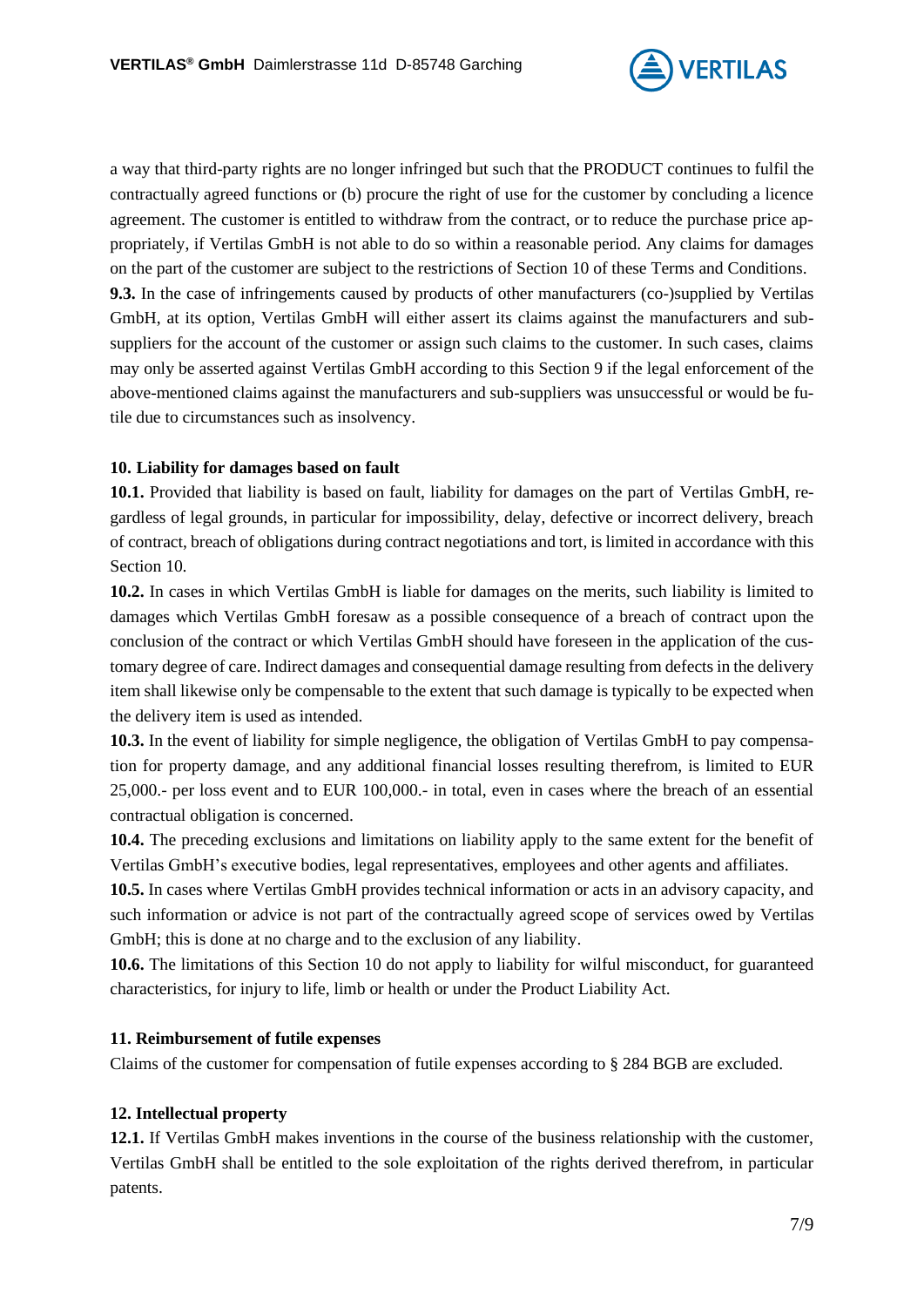a way that third-party rights are no longer infringed but such that the PRODUCT continues to fulfil the contractually agreed functions or (b) procure the right of use for the customer by concluding a licence agreement. The customer is entitled to withdraw from the contract, or to reduce the purchase price appropriately, if Vertilas GmbH is not able to do so within a reasonable period. Any claims for damages on the part of the customer are subject to the restrictions of Section 10 of these Terms and Conditions.

**9.3.** In the case of infringements caused by products of other manufacturers (co-)supplied by Vertilas GmbH, at its option, Vertilas GmbH will either assert its claims against the manufacturers and sub-suppliers for the account of the customer or assign such claims to the customer. In such cases, claims may only be asserted against Vertilas GmbH according to this Section 9 if the legal enforcement of the above-mentioned claims against the manufacturers and sub-suppliers was unsuccessful or would be futile due to circumstances such as insolvency.

**10. Liability for damages based on fault**

**10.1.** Provided that liability is based on fault, liability for damages on the part of Vertilas GmbH, regardless of legal grounds, in particular for impossibility, delay, defective or incorrect delivery, breach of contract, breach of obligations during contract negotiations and tort, is limited in accordance with this Section 10.

**10.2.** In cases in which Vertilas GmbH is liable for damages on the merits, such liability is limited to damages which Vertilas GmbH foresaw as a possible consequence of a breach of contract upon the conclusion of the contract or which Vertilas GmbH should have foreseen in the application of the customary degree of care. Indirect damages and consequential damage resulting from defects in the delivery item shall likewise only be compensable to the extent that such damage is typically to be expected when the delivery item is used as intended.

**10.3.** In the event of liability for simple negligence, the obligation of Vertilas GmbH to pay compensation for property damage, and any additional financial losses resulting therefrom, is limited to EUR 25,000.- per loss event and to EUR 100,000.- in total, even in cases where the breach of an essential contractual obligation is concerned.

**10.4.** The preceding exclusions and limitations on liability apply to the same extent for the benefit of Vertilas GmbH's executive bodies, legal representatives, employees and other agents and affiliates.

**10.5.** In cases where Vertilas GmbH provides technical information or acts in an advisory capacity, and such information or advice is not part of the contractually agreed scope of services owed by Vertilas GmbH; this is done at no charge and to the exclusion of any liability.

**10.6.** The limitations of this Section 10 do not apply to liability for wilful misconduct, for guaranteed characteristics, for injury to life, limb or health or under the Product Liability Act.

**11. Reimbursement of futile expenses**

Claims of the customer for compensation of futile expenses according to § 284 BGB are excluded.

**12. Intellectual property**

**12.1.** If Vertilas GmbH makes inventions in the course of the business relationship with the customer, Vertilas GmbH shall be entitled to the sole exploitation of the rights derived therefrom, in particular patents.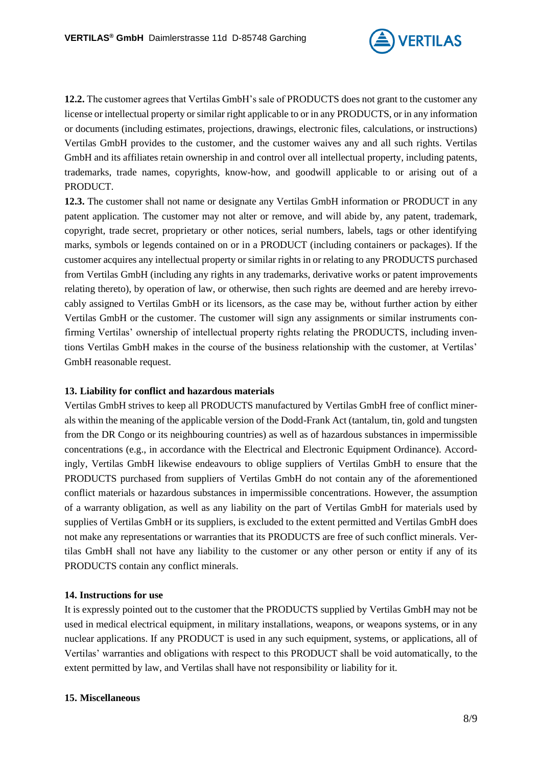**12.2.** The customer agrees that Vertilas GmbH's sale of PRODUCTS does not grant to the customer any license or intellectual property or similar right applicable to or in any PRODUCTS, or in any information or documents (including estimates, projections, drawings, electronic files, calculations, or instructions) Vertilas GmbH provides to the customer, and the customer waives any and all such rights. Vertilas GmbH and its affiliates retain ownership in and control over all intellectual property, including patents, trademarks, trade names, copyrights, know-how, and goodwill applicable to or arising out of a PRODUCT.

**12.3.** The customer shall not name or designate any Vertilas GmbH information or PRODUCT in any patent application. The customer may not alter or remove, and will abide by, any patent, trademark, copyright, trade secret, proprietary or other notices, serial numbers, labels, tags or other identifying marks, symbols or legends contained on or in a PRODUCT (including containers or packages). If the customer acquires any intellectual property or similar rights in or relating to any PRODUCTS purchased from Vertilas GmbH (including any rights in any trademarks, derivative works or patent improvements relating thereto), by operation of law, or otherwise, then such rights are deemed and are hereby irrevocably assigned to Vertilas GmbH or its licensors, as the case may be, without further action by either Vertilas GmbH or the customer. The customer will sign any assignments or similar instruments confirming Vertilas' ownership of intellectual property rights relating the PRODUCTS, including inventions Vertilas GmbH makes in the course of the business relationship with the customer, at Vertilas' GmbH reasonable request.

**13. Liability for conflict and hazardous materials**

Vertilas GmbH strives to keep all PRODUCTS manufactured by Vertilas GmbH free of conflict minerals within the meaning of the applicable version of the Dodd-Frank Act (tantalum, tin, gold and tungsten from the DR Congo or its neighbouring countries) as well as of hazardous substances in impermissible concentrations (e.g., in accordance with the Electrical and Electronic Equipment Ordinance). Accordingly, Vertilas GmbH likewise endeavours to oblige suppliers of Vertilas GmbH to ensure that the PRODUCTS purchased from suppliers of Vertilas GmbH do not contain any of the aforementioned conflict materials or hazardous substances in impermissible concentrations. However, the assumption of a warranty obligation, as well as any liability on the part of Vertilas GmbH for materials used by supplies of Vertilas GmbH or its suppliers, is excluded to the extent permitted and Vertilas GmbH does not make any representations or warranties that its PRODUCTS are free of such conflict minerals. Vertilas GmbH shall not have any liability to the customer or any other person or entity if any of its PRODUCTS contain any conflict minerals.

**14. Instructions for use**

It is expressly pointed out to the customer that the PRODUCTS supplied by Vertilas GmbH may not be used in medical electrical equipment, in military installations, weapons, or weapons systems, or in any nuclear applications. If any PRODUCT is used in any such equipment, systems, or applications, all of Vertilas' warranties and obligations with respect to this PRODUCT shall be void automatically, to the extent permitted by law, and Vertilas shall have not responsibility or liability for it.

**15. Miscellaneous**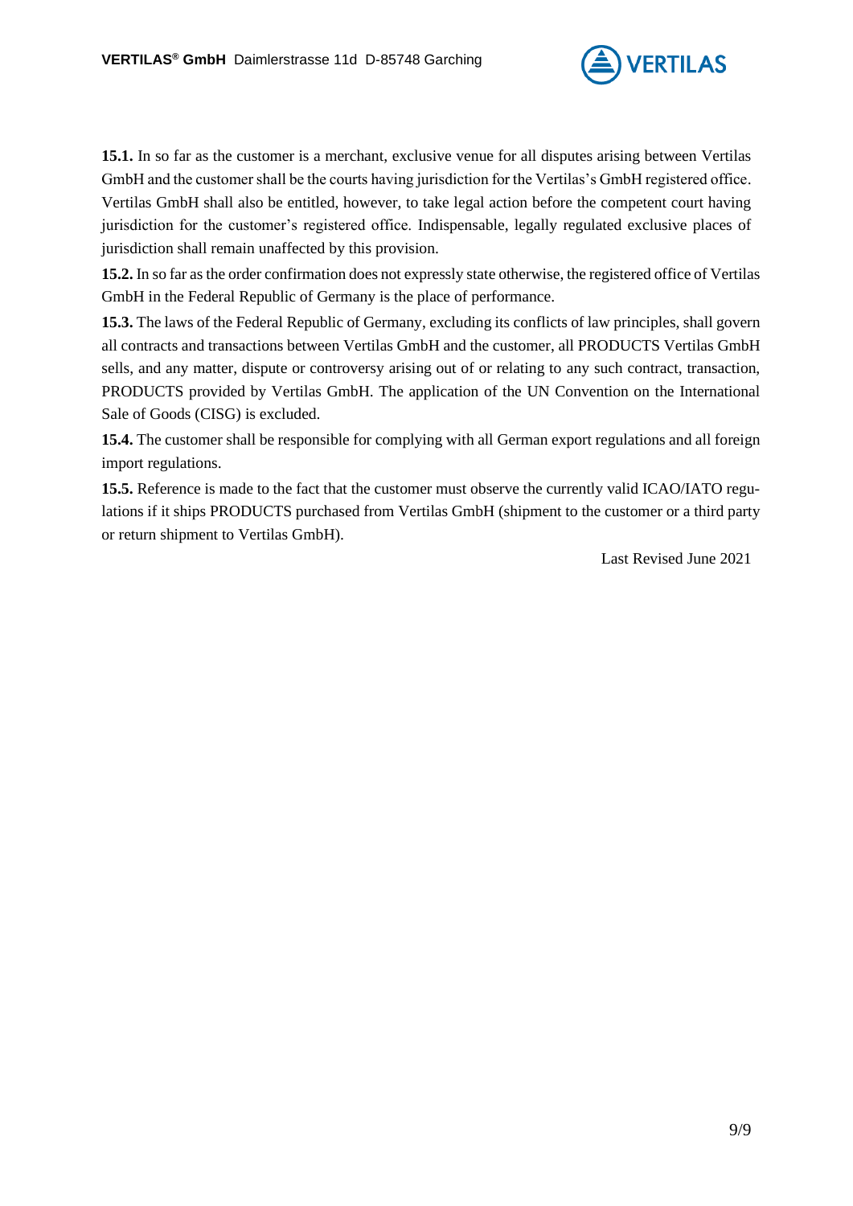**15.1.** In so far as the customer is a merchant, exclusive venue for all disputes arising between Vertilas GmbH and the customer shall be the courts having jurisdiction for the Vertilas's GmbH registered office. Vertilas GmbH shall also be entitled, however, to take legal action before the competent court having jurisdiction for the customer's registered office. Indispensable, legally regulated exclusive places of jurisdiction shall remain unaffected by this provision.

**15.2.** In so far as the order confirmation does not expressly state otherwise, the registered office of Vertilas GmbH in the Federal Republic of Germany is the place of performance.

**15.3.** The laws of the Federal Republic of Germany, excluding its conflicts of law principles, shall govern all contracts and transactions between Vertilas GmbH and the customer, all PRODUCTS Vertilas GmbH sells, and any matter, dispute or controversy arising out of or relating to any such contract, transaction, PRODUCTS provided by Vertilas GmbH. The application of the UN Convention on the International Sale of Goods (CISG) is excluded.

**15.4.** The customer shall be responsible for complying with all German export regulations and all foreign import regulations.

**15.5.** Reference is made to the fact that the customer must observe the currently valid ICAO/IATO regulations if it ships PRODUCTS purchased from Vertilas GmbH (shipment to the customer or a third party or return shipment to Vertilas GmbH).

Last Revised June 2021